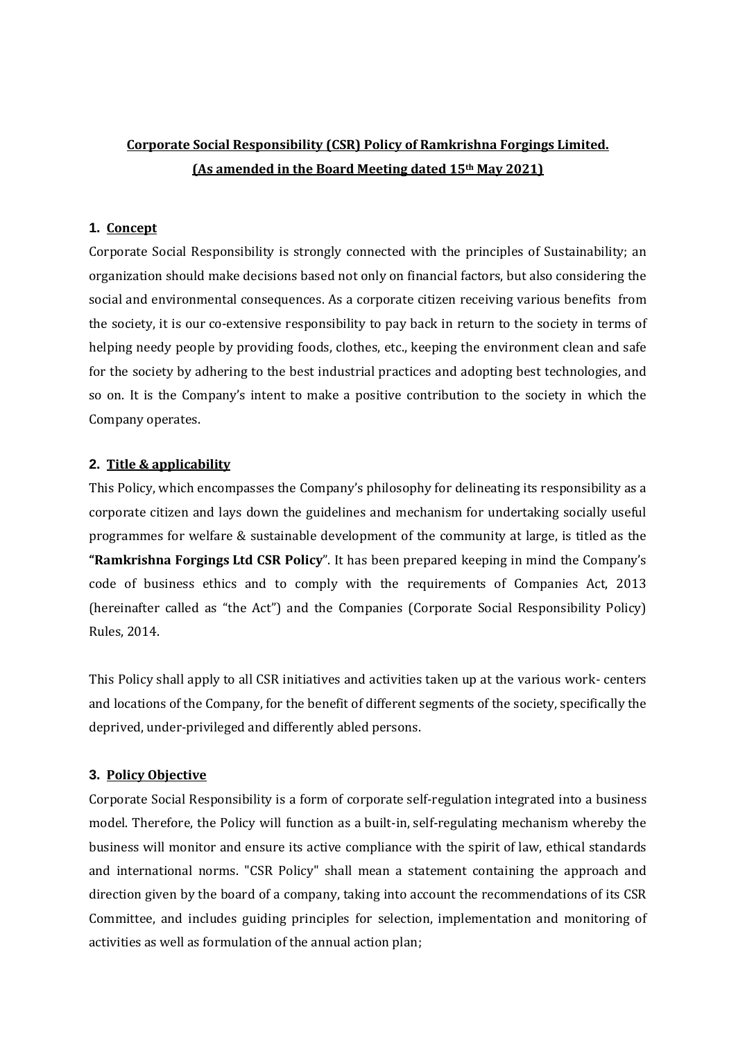# Corporate Social Responsibility (CSR) Policy of Ramkrishna Forgings Limited.

## (As amended in the Board Meeting dated 15th May 2021)

### 1. Concept

Corporate Social Responsibility is strongly connected with the principles of Sustainability; an organization should make decisions based not only on financial factors, but also considering the social and environmental consequences. As a corporate citizen receiving various benefits from the society, it is our co-extensive responsibility to pay back in return to the society in terms of helping needy people by providing foods, clothes, etc., keeping the environment clean and safe for the society by adhering to the best industrial practices and adopting best technologies, and so on. It is the Company's intent to make a positive contribution to the society in which the Company operates.

### 2. Title & applicability

This Policy, which encompasses the Company's philosophy for delineating its responsibility as a corporate citizen and lays down the guidelines and mechanism for undertaking socially useful programmes for welfare & sustainable development of the community at large, is titled as the **"Ramkrishna Forgings Ltd CSR Policy"**. It has been prepared keeping in mind the Company's code of business ethics and to comply with the requirements of Companies Act, 2013 (hereinafter called as "the Act") and the Companies (Corporate Social Responsibility Policy) Rules, 2014.

This Policy shall apply to all CSR initiatives and activities taken up at the various work- centers and locations of the Company, for the benefit of different segments of the society, specifically the deprived, under-privileged and differently abled persons.

### 3. Policy Objective

Corporate Social Responsibility is a form of corporate self-regulation integrated into a business model. Therefore, the Policy will function as a built-in, self-regulating mechanism whereby the business will monitor and ensure its active compliance with the spirit of law, ethical standards and international norms. "CSR Policy" shall mean a statement containing the approach and direction given by the board of a company, taking into account the recommendations of its CSR Committee, and includes guiding principles for selection, implementation and monitoring of activities as well as formulation of the annual action plan;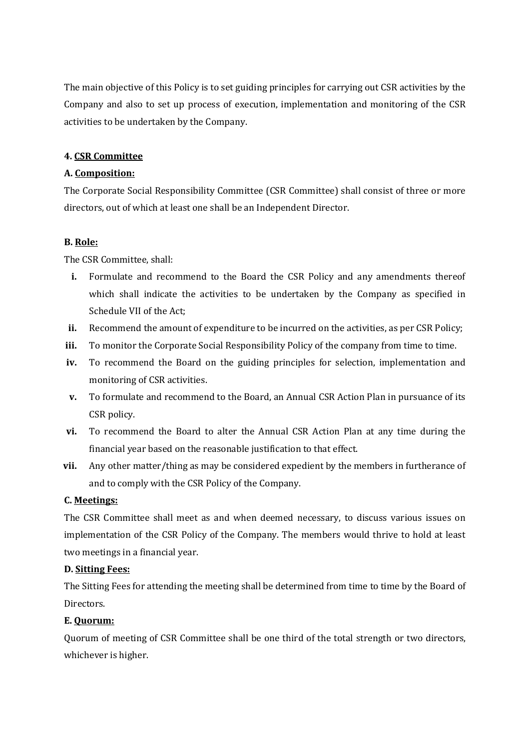The main objective of this Policy is to set guiding principles for carrying out CSR activities by the Company and also to set up process of execution, implementation and monitoring of the CSR activities to be undertaken by the Company.

**4. CSR Committee**

**A. Composition:**

The Corporate Social Responsibility Committee (CSR Committee) shall consist of three or more directors, out of which at least one shall be an Independent Director.

**B. Role:**

The CSR Committee, shall:

- **i.** Formulate and recommend to the Board the CSR Policy and any amendments thereof which shall indicate the activities to be undertaken by the Company as specified in Schedule VII of the Act;
- **ii.** Recommend the amount of expenditure to be incurred on the activities, as per CSR Policy;
- **iii.** To monitor the Corporate Social Responsibility Policy of the company from time to time.
- **iv.** To recommend the Board on the guiding principles for selection, implementation and monitoring of CSR activities.
- **v.** To formulate and recommend to the Board, an Annual CSR Action Plan in pursuance of its CSR policy.
- **vi.** To recommend the Board to alter the Annual CSR Action Plan at any time during the financial year based on the reasonable justification to that effect.
- **vii.** Any other matter/thing as may be considered expedient by the members in furtherance of and to comply with the CSR Policy of the Company.

**C. Meetings:**

The CSR Committee shall meet as and when deemed necessary, to discuss various issues on implementation of the CSR Policy of the Company. The members would thrive to hold at least two meetings in a financial year.

**D. Sitting Fees:**

The Sitting Fees for attending the meeting shall be determined from time to time by the Board of Directors.

**E. Quorum:**

Quorum of meeting of CSR Committee shall be one third of the total strength or two directors, whichever is higher.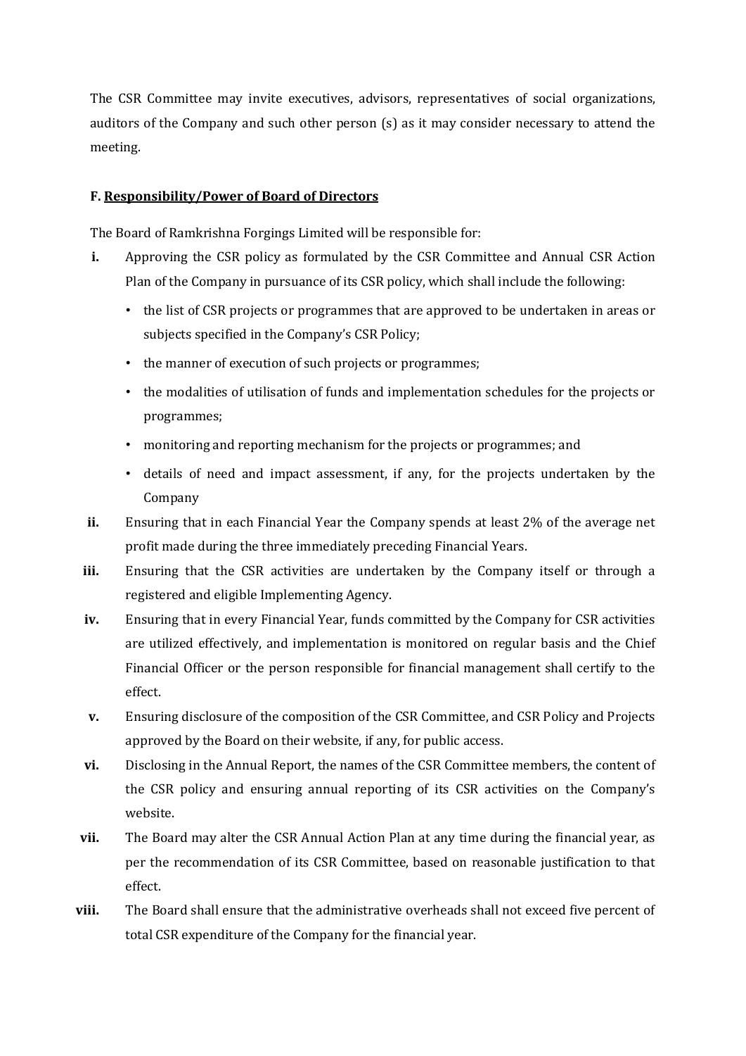The CSR Committee may invite executives, advisors, representatives of social organizations, auditors of the Company and such other person (s) as it may consider necessary to attend the meeting.

### F. <u>Responsibility/Power of Board of Directors</u>

The Board of Ramkrishna Forgings Limited will be responsible for:

- **i.** Approving the CSR policy as formulated by the CSR Committee and Annual CSR Action Plan of the Company in pursuance of its CSR policy, which shall include the following:
  - the list of CSR projects or programmes that are approved to be undertaken in areas or subjects specified in the Company's CSR Policy;
  - the manner of execution of such projects or programmes;
  - the modalities of utilisation of funds and implementation schedules for the projects or programmes;
  - monitoring and reporting mechanism for the projects or programmes; and
  - details of need and impact assessment, if any, for the projects undertaken by the Company
- **ii.** Ensuring that in each Financial Year the Company spends at least 2% of the average net profit made during the three immediately preceding Financial Years.
- **iii.** Ensuring that the CSR activities are undertaken by the Company itself or through a registered and eligible Implementing Agency.
- **iv.** Ensuring that in every Financial Year, funds committed by the Company for CSR activities are utilized effectively, and implementation is monitored on regular basis and the Chief Financial Officer or the person responsible for financial management shall certify to the effect.
- **v.** Ensuring disclosure of the composition of the CSR Committee, and CSR Policy and Projects approved by the Board on their website, if any, for public access.
- **vi.** Disclosing in the Annual Report, the names of the CSR Committee members, the content of the CSR policy and ensuring annual reporting of its CSR activities on the Company's website.
- **vii.** The Board may alter the CSR Annual Action Plan at any time during the financial year, as per the recommendation of its CSR Committee, based on reasonable justification to that effect.
- **viii.** The Board shall ensure that the administrative overheads shall not exceed five percent of total CSR expenditure of the Company for the financial year.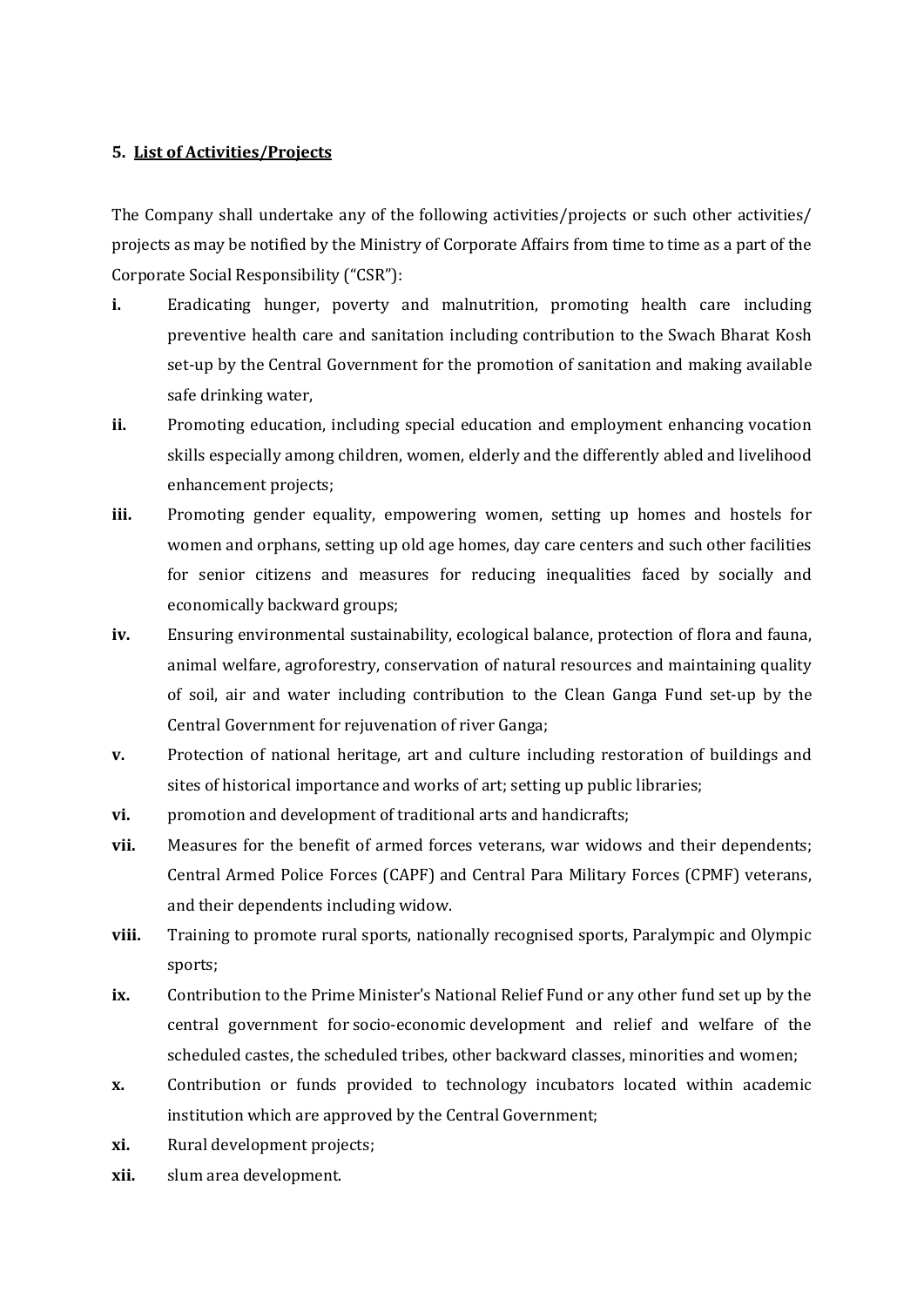## 5. List of Activities/Projects

The Company shall undertake any of the following activities/projects or such other activities/ projects as may be notified by the Ministry of Corporate Affairs from time to time as a part of the Corporate Social Responsibility ("CSR"):

- **i.** Eradicating hunger, poverty and malnutrition, promoting health care including preventive health care and sanitation including contribution to the Swach Bharat Kosh set-up by the Central Government for the promotion of sanitation and making available safe drinking water,
- **ii.** Promoting education, including special education and employment enhancing vocation skills especially among children, women, elderly and the differently abled and livelihood enhancement projects;
- **iii.** Promoting gender equality, empowering women, setting up homes and hostels for women and orphans, setting up old age homes, day care centers and such other facilities for senior citizens and measures for reducing inequalities faced by socially and economically backward groups;
- **iv.** Ensuring environmental sustainability, ecological balance, protection of flora and fauna, animal welfare, agroforestry, conservation of natural resources and maintaining quality of soil, air and water including contribution to the Clean Ganga Fund set-up by the Central Government for rejuvenation of river Ganga;
- **v.** Protection of national heritage, art and culture including restoration of buildings and sites of historical importance and works of art; setting up public libraries;
- **vi.** promotion and development of traditional arts and handicrafts;
- **vii.** Measures for the benefit of armed forces veterans, war widows and their dependents; Central Armed Police Forces (CAPF) and Central Para Military Forces (CPMF) veterans, and their dependents including widow.
- **viii.** Training to promote rural sports, nationally recognised sports, Paralympic and Olympic sports;
- **ix.** Contribution to the Prime Minister's National Relief Fund or any other fund set up by the central government for socio-economic development and relief and welfare of the scheduled castes, the scheduled tribes, other backward classes, minorities and women;
- **x.** Contribution or funds provided to technology incubators located within academic institution which are approved by the Central Government;
- **xi.** Rural development projects;
- **xii.** slum area development.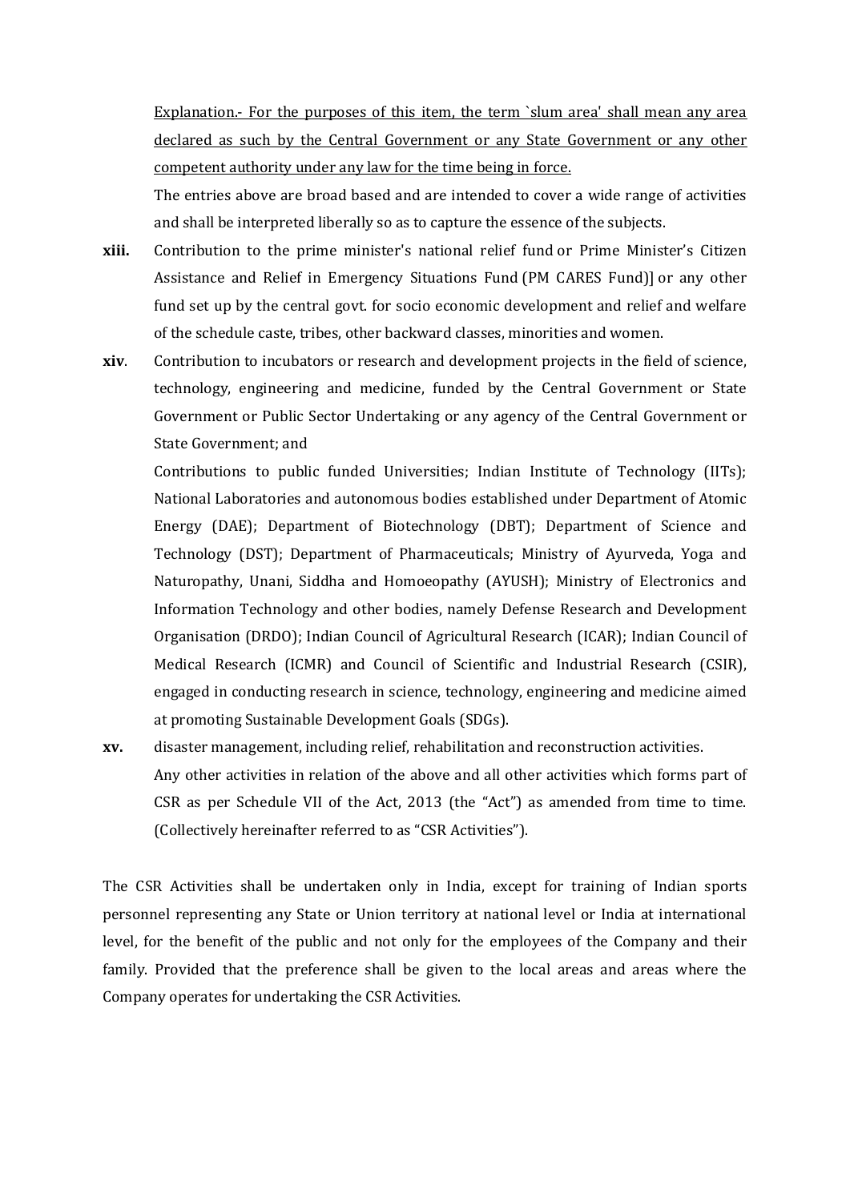<u>Explanation.- For the purposes of this item, the term `slum area' shall mean any area declared as such by the Central Government or any State Government or any other competent authority under any law for the time being in force.</u>

The entries above are broad based and are intended to cover a wide range of activities and shall be interpreted liberally so as to capture the essence of the subjects.

**xiii.** Contribution to the prime minister's national relief fund or Prime Minister's Citizen Assistance and Relief in Emergency Situations Fund (PM CARES Fund)] or any other fund set up by the central govt. for socio economic development and relief and welfare of the schedule caste, tribes, other backward classes, minorities and women.

**xiv**. Contribution to incubators or research and development projects in the field of science, technology, engineering and medicine, funded by the Central Government or State Government or Public Sector Undertaking or any agency of the Central Government or State Government; and

Contributions to public funded Universities; Indian Institute of Technology (IITs); National Laboratories and autonomous bodies established under Department of Atomic Energy (DAE); Department of Biotechnology (DBT); Department of Science and Technology (DST); Department of Pharmaceuticals; Ministry of Ayurveda, Yoga and Naturopathy, Unani, Siddha and Homoeopathy (AYUSH); Ministry of Electronics and Information Technology and other bodies, namely Defense Research and Development Organisation (DRDO); Indian Council of Agricultural Research (ICAR); Indian Council of Medical Research (ICMR) and Council of Scientific and Industrial Research (CSIR), engaged in conducting research in science, technology, engineering and medicine aimed at promoting Sustainable Development Goals (SDGs).

**xv.** disaster management, including relief, rehabilitation and reconstruction activities.

Any other activities in relation of the above and all other activities which forms part of CSR as per Schedule VII of the Act, 2013 (the "Act") as amended from time to time. (Collectively hereinafter referred to as "CSR Activities").

The CSR Activities shall be undertaken only in India, except for training of Indian sports personnel representing any State or Union territory at national level or India at international level, for the benefit of the public and not only for the employees of the Company and their family. Provided that the preference shall be given to the local areas and areas where the Company operates for undertaking the CSR Activities.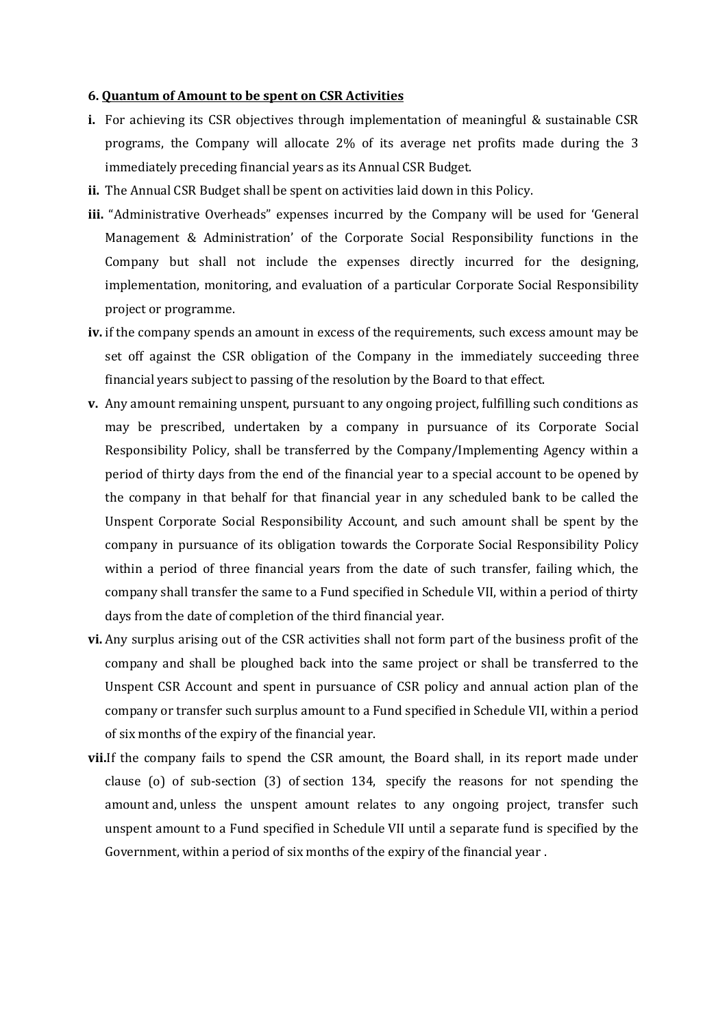**6. Quantum of Amount to be spent on CSR Activities**

**i.** For achieving its CSR objectives through implementation of meaningful & sustainable CSR programs, the Company will allocate 2% of its average net profits made during the 3 immediately preceding financial years as its Annual CSR Budget.

**ii.** The Annual CSR Budget shall be spent on activities laid down in this Policy.

**iii.** "Administrative Overheads" expenses incurred by the Company will be used for 'General Management & Administration' of the Corporate Social Responsibility functions in the Company but shall not include the expenses directly incurred for the designing, implementation, monitoring, and evaluation of a particular Corporate Social Responsibility project or programme.

**iv.** if the company spends an amount in excess of the requirements, such excess amount may be set off against the CSR obligation of the Company in the immediately succeeding three financial years subject to passing of the resolution by the Board to that effect.

**v.** Any amount remaining unspent, pursuant to any ongoing project, fulfilling such conditions as may be prescribed, undertaken by a company in pursuance of its Corporate Social Responsibility Policy, shall be transferred by the Company/Implementing Agency within a period of thirty days from the end of the financial year to a special account to be opened by the company in that behalf for that financial year in any scheduled bank to be called the Unspent Corporate Social Responsibility Account, and such amount shall be spent by the company in pursuance of its obligation towards the Corporate Social Responsibility Policy within a period of three financial years from the date of such transfer, failing which, the company shall transfer the same to a Fund specified in Schedule VII, within a period of thirty days from the date of completion of the third financial year.

**vi.** Any surplus arising out of the CSR activities shall not form part of the business profit of the company and shall be ploughed back into the same project or shall be transferred to the Unspent CSR Account and spent in pursuance of CSR policy and annual action plan of the company or transfer such surplus amount to a Fund specified in Schedule VII, within a period of six months of the expiry of the financial year.

**vii.** If the company fails to spend the CSR amount, the Board shall, in its report made under clause (o) of sub-section (3) of section 134, specify the reasons for not spending the amount and, unless the unspent amount relates to any ongoing project, transfer such unspent amount to a Fund specified in Schedule VII until a separate fund is specified by the Government, within a period of six months of the expiry of the financial year .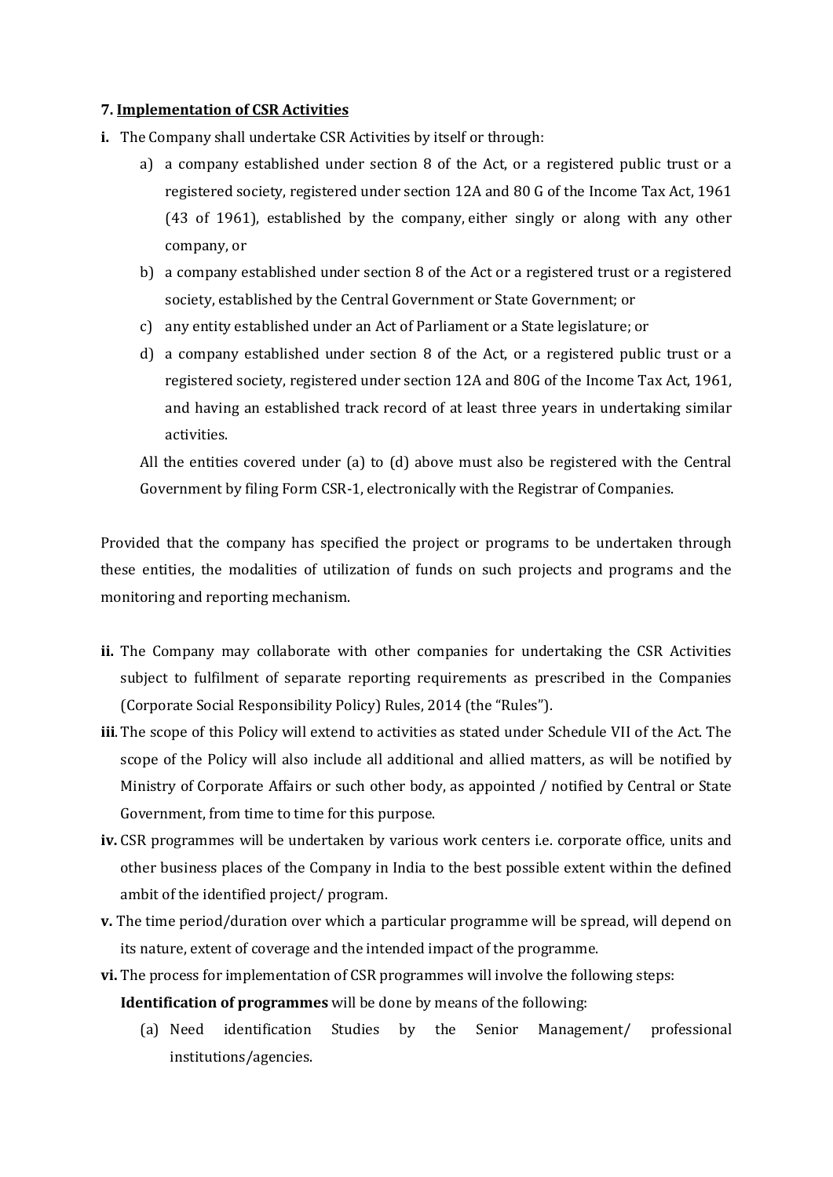**7. <u>Implementation of CSR Activities</u>**

**i.** The Company shall undertake CSR Activities by itself or through:

a) a company established under section 8 of the Act, or a registered public trust or a registered society, registered under section 12A and 80 G of the Income Tax Act, 1961 (43 of 1961), established by the company, either singly or along with any other company, or

b) a company established under section 8 of the Act or a registered trust or a registered society, established by the Central Government or State Government; or

c) any entity established under an Act of Parliament or a State legislature; or

d) a company established under section 8 of the Act, or a registered public trust or a registered society, registered under section 12A and 80G of the Income Tax Act, 1961, and having an established track record of at least three years in undertaking similar activities.

All the entities covered under (a) to (d) above must also be registered with the Central Government by filing Form CSR-1, electronically with the Registrar of Companies.

Provided that the company has specified the project or programs to be undertaken through these entities, the modalities of utilization of funds on such projects and programs and the monitoring and reporting mechanism.

**ii.** The Company may collaborate with other companies for undertaking the CSR Activities subject to fulfilment of separate reporting requirements as prescribed in the Companies (Corporate Social Responsibility Policy) Rules, 2014 (the "Rules").

**iii**. The scope of this Policy will extend to activities as stated under Schedule VII of the Act. The scope of the Policy will also include all additional and allied matters, as will be notified by Ministry of Corporate Affairs or such other body, as appointed / notified by Central or State Government, from time to time for this purpose.

**iv.** CSR programmes will be undertaken by various work centers i.e. corporate office, units and other business places of the Company in India to the best possible extent within the defined ambit of the identified project/ program.

**v.** The time period/duration over which a particular programme will be spread, will depend on its nature, extent of coverage and the intended impact of the programme.

**vi.** The process for implementation of CSR programmes will involve the following steps:

**Identification of programmes** will be done by means of the following:

(a) Need identification Studies by the Senior Management/ professional institutions/agencies.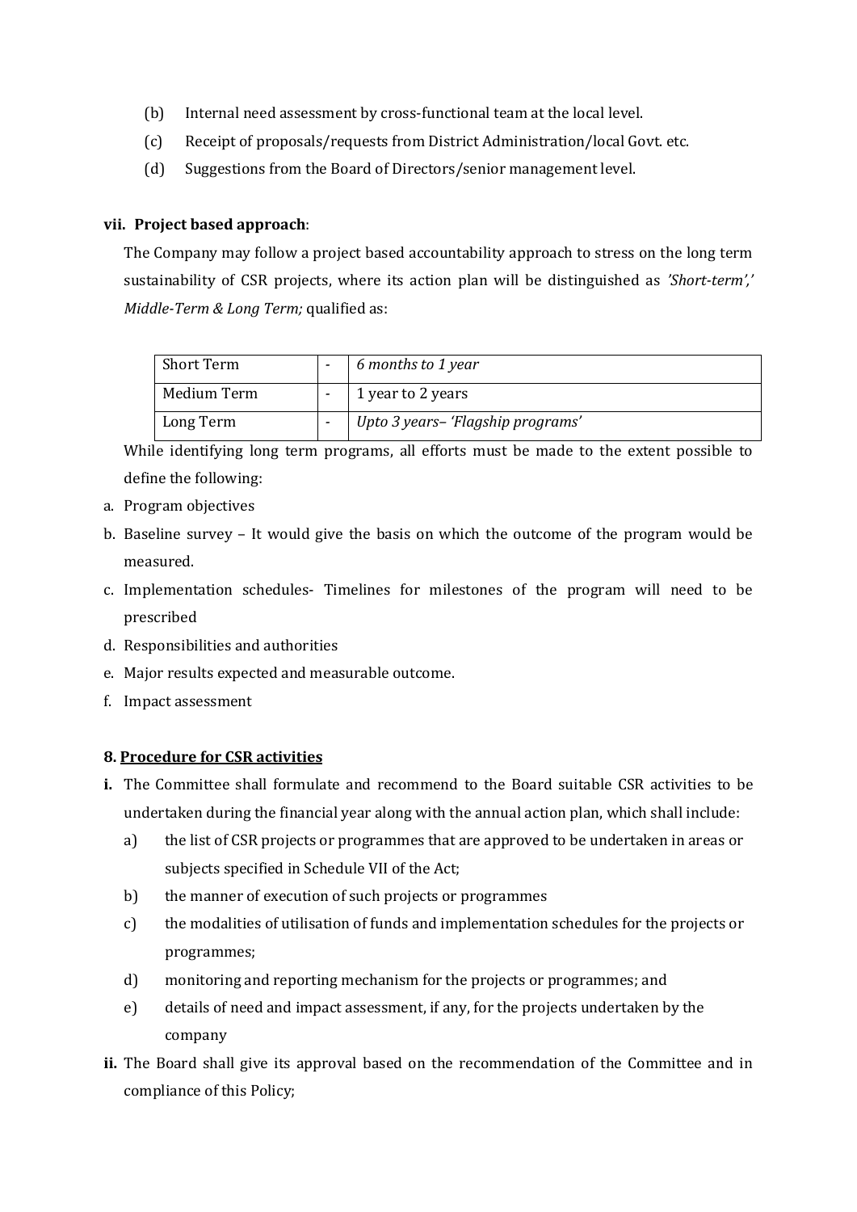(b) Internal need assessment by cross-functional team at the local level.

(c) Receipt of proposals/requests from District Administration/local Govt. etc.

(d) Suggestions from the Board of Directors/senior management level.

**vii. Project based approach**:

The Company may follow a project based accountability approach to stress on the long term sustainability of CSR projects, where its action plan will be distinguished as *'Short-term',' Middle-Term & Long Term;* qualified as:

| Short Term | - | *6 months to 1 year* |
|---|---|---|
| Medium Term | - | 1 year to 2 years |
| Long Term | - | *Upto 3 years– 'Flagship programs'* |

While identifying long term programs, all efforts must be made to the extent possible to define the following:

a. Program objectives
b. Baseline survey – It would give the basis on which the outcome of the program would be measured.
c. Implementation schedules- Timelines for milestones of the program will need to be prescribed
d. Responsibilities and authorities
e. Major results expected and measurable outcome.
f. Impact assessment

**8. <u>Procedure for CSR activities</u>**

**i.** The Committee shall formulate and recommend to the Board suitable CSR activities to be undertaken during the financial year along with the annual action plan, which shall include:

a) the list of CSR projects or programmes that are approved to be undertaken in areas or subjects specified in Schedule VII of the Act;

b) the manner of execution of such projects or programmes

c) the modalities of utilisation of funds and implementation schedules for the projects or programmes;

d) monitoring and reporting mechanism for the projects or programmes; and

e) details of need and impact assessment, if any, for the projects undertaken by the company

**ii.** The Board shall give its approval based on the recommendation of the Committee and in compliance of this Policy;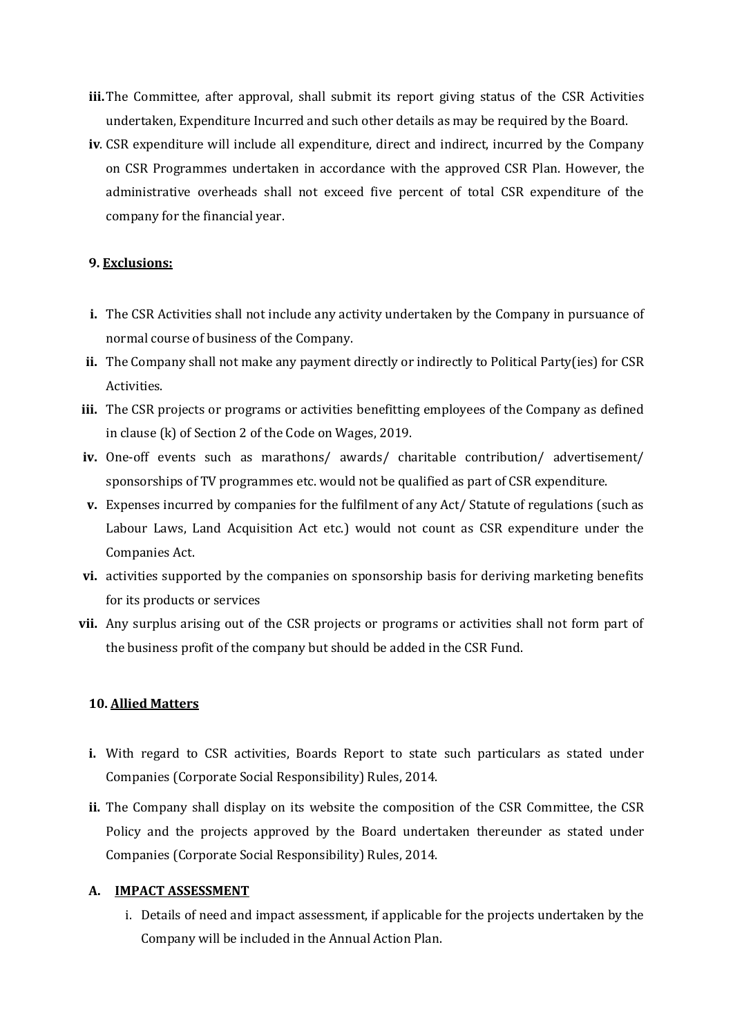**iii.** The Committee, after approval, shall submit its report giving status of the CSR Activities undertaken, Expenditure Incurred and such other details as may be required by the Board.

**iv**. CSR expenditure will include all expenditure, direct and indirect, incurred by the Company on CSR Programmes undertaken in accordance with the approved CSR Plan. However, the administrative overheads shall not exceed five percent of total CSR expenditure of the company for the financial year.

## 9. Exclusions:

- **i.** The CSR Activities shall not include any activity undertaken by the Company in pursuance of normal course of business of the Company.
- **ii.** The Company shall not make any payment directly or indirectly to Political Party(ies) for CSR Activities.
- **iii.** The CSR projects or programs or activities benefitting employees of the Company as defined in clause (k) of Section 2 of the Code on Wages, 2019.
- **iv.** One-off events such as marathons/ awards/ charitable contribution/ advertisement/ sponsorships of TV programmes etc. would not be qualified as part of CSR expenditure.
- **v.** Expenses incurred by companies for the fulfilment of any Act/ Statute of regulations (such as Labour Laws, Land Acquisition Act etc.) would not count as CSR expenditure under the Companies Act.
- **vi.** activities supported by the companies on sponsorship basis for deriving marketing benefits for its products or services
- **vii.** Any surplus arising out of the CSR projects or programs or activities shall not form part of the business profit of the company but should be added in the CSR Fund.

## 10. Allied Matters

- **i.** With regard to CSR activities, Boards Report to state such particulars as stated under Companies (Corporate Social Responsibility) Rules, 2014.
- **ii.** The Company shall display on its website the composition of the CSR Committee, the CSR Policy and the projects approved by the Board undertaken thereunder as stated under Companies (Corporate Social Responsibility) Rules, 2014.

### A. IMPACT ASSESSMENT

i. Details of need and impact assessment, if applicable for the projects undertaken by the Company will be included in the Annual Action Plan.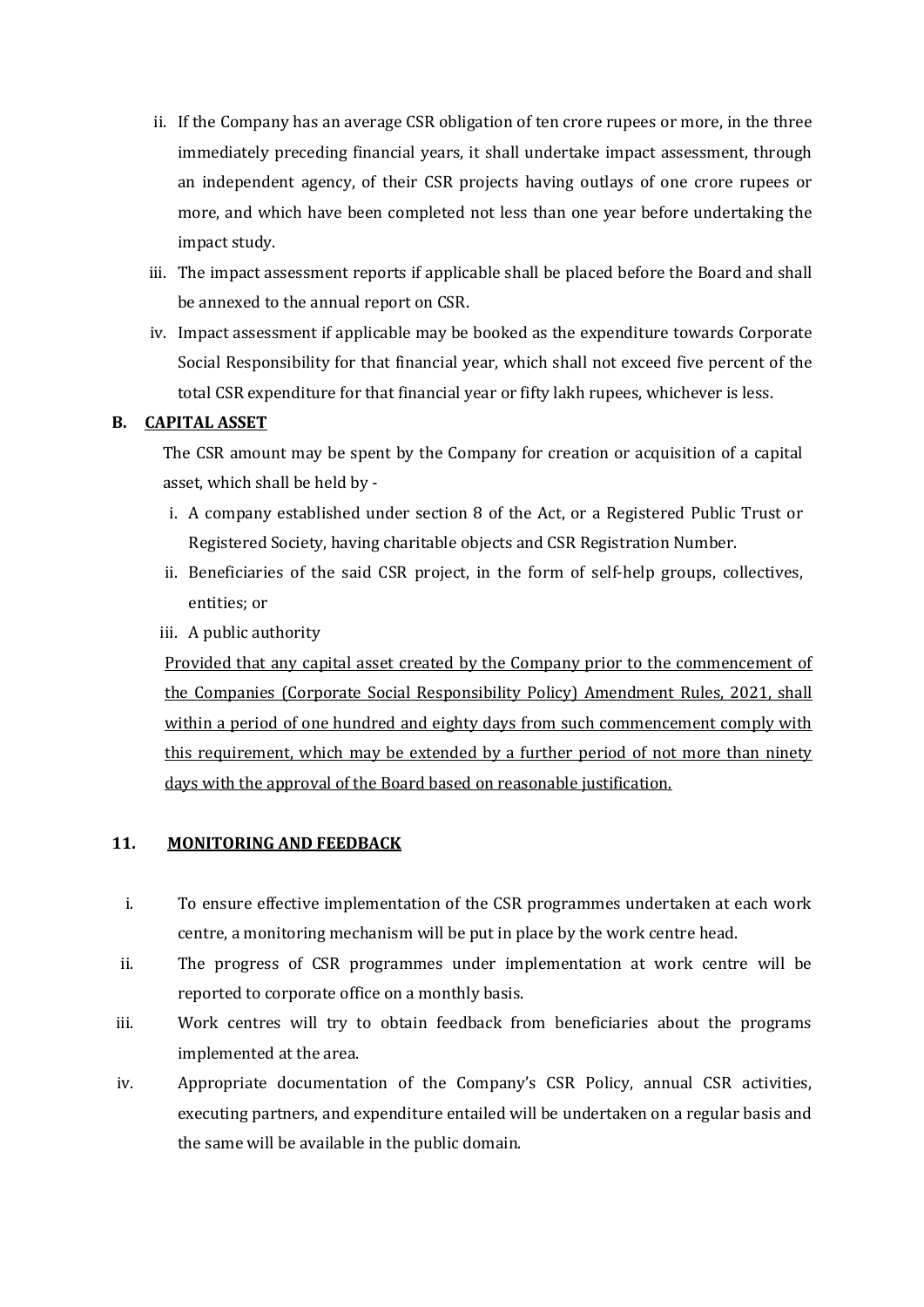ii. If the Company has an average CSR obligation of ten crore rupees or more, in the three immediately preceding financial years, it shall undertake impact assessment, through an independent agency, of their CSR projects having outlays of one crore rupees or more, and which have been completed not less than one year before undertaking the impact study.

iii. The impact assessment reports if applicable shall be placed before the Board and shall be annexed to the annual report on CSR.

iv. Impact assessment if applicable may be booked as the expenditure towards Corporate Social Responsibility for that financial year, which shall not exceed five percent of the total CSR expenditure for that financial year or fifty lakh rupees, whichever is less.

**B. <u>CAPITAL ASSET</u>**

The CSR amount may be spent by the Company for creation or acquisition of a capital asset, which shall be held by -

i. A company established under section 8 of the Act, or a Registered Public Trust or Registered Society, having charitable objects and CSR Registration Number.

ii. Beneficiaries of the said CSR project, in the form of self-help groups, collectives, entities; or

iii. A public authority

<u>Provided that any capital asset created by the Company prior to the commencement of the Companies (Corporate Social Responsibility Policy) Amendment Rules, 2021, shall within a period of one hundred and eighty days from such commencement comply with this requirement, which may be extended by a further period of not more than ninety days with the approval of the Board based on reasonable justification.</u>

## 11. <u>MONITORING AND FEEDBACK</u>

i. To ensure effective implementation of the CSR programmes undertaken at each work centre, a monitoring mechanism will be put in place by the work centre head.

ii. The progress of CSR programmes under implementation at work centre will be reported to corporate office on a monthly basis.

iii. Work centres will try to obtain feedback from beneficiaries about the programs implemented at the area.

iv. Appropriate documentation of the Company's CSR Policy, annual CSR activities, executing partners, and expenditure entailed will be undertaken on a regular basis and the same will be available in the public domain.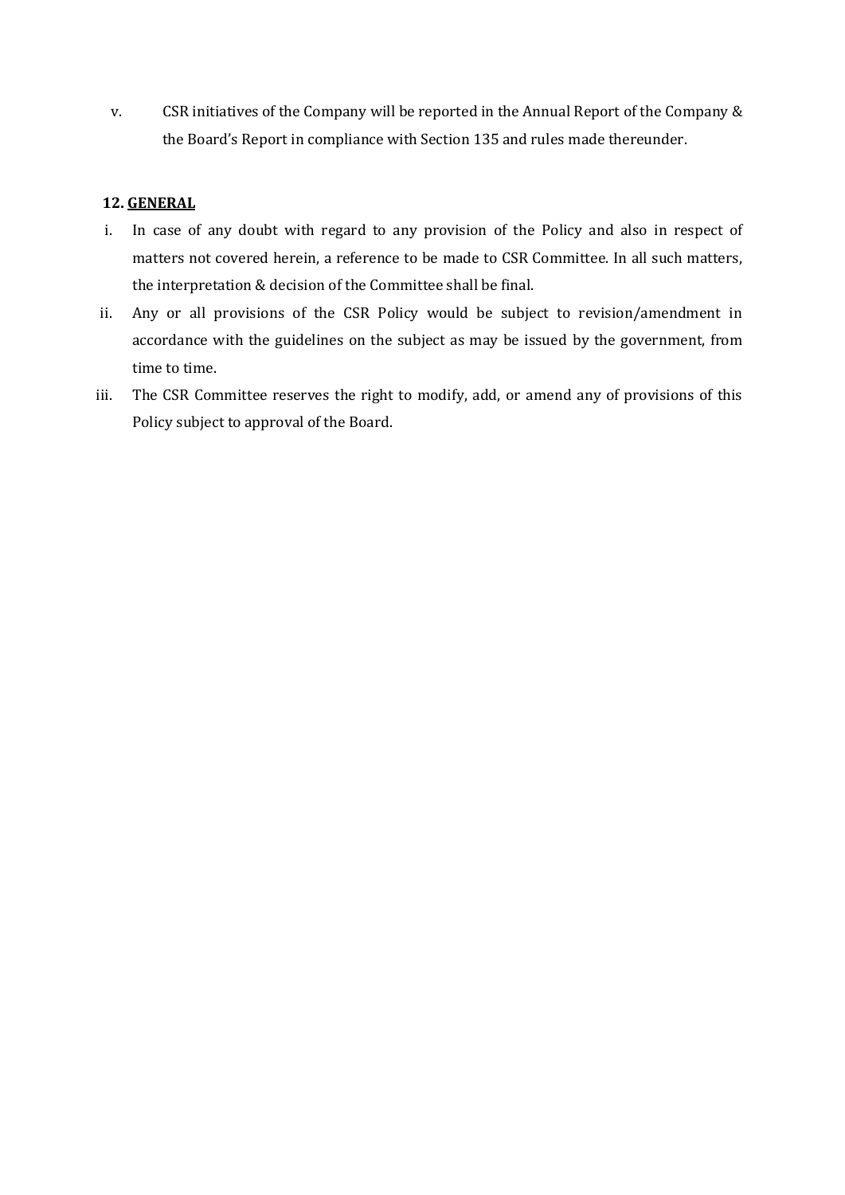v. CSR initiatives of the Company will be reported in the Annual Report of the Company & the Board's Report in compliance with Section 135 and rules made thereunder.

**12. GENERAL**

i. In case of any doubt with regard to any provision of the Policy and also in respect of matters not covered herein, a reference to be made to CSR Committee. In all such matters, the interpretation & decision of the Committee shall be final.

ii. Any or all provisions of the CSR Policy would be subject to revision/amendment in accordance with the guidelines on the subject as may be issued by the government, from time to time.

iii. The CSR Committee reserves the right to modify, add, or amend any of provisions of this Policy subject to approval of the Board.